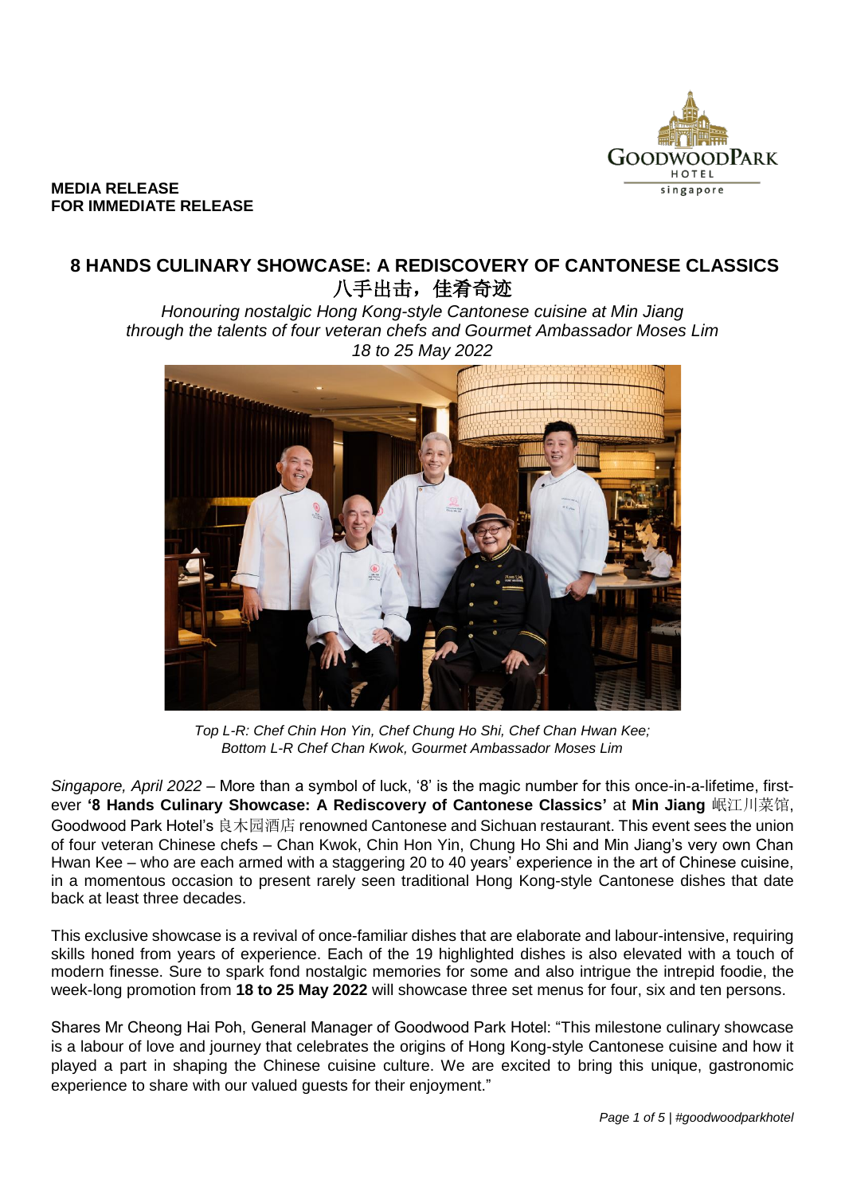**MEDIA RELEASE**
**FOR IMMEDIATE RELEASE**

# 8 HANDS CULINARY SHOWCASE: A REDISCOVERY OF CANTONESE CLASSICS
# 八手出击，佳肴奇迹

*Honouring nostalgic Hong Kong-style Cantonese cuisine at Min Jiang through the talents of four veteran chefs and Gourmet Ambassador Moses Lim*
*18 to 25 May 2022*

*Top L-R: Chef Chin Hon Yin, Chef Chung Ho Shi, Chef Chan Hwan Kee;*
*Bottom L-R Chef Chan Kwok, Gourmet Ambassador Moses Lim*

*Singapore, April 2022* – More than a symbol of luck, '8' is the magic number for this once-in-a-lifetime, first-ever **'8 Hands Culinary Showcase: A Rediscovery of Cantonese Classics'** at **Min Jiang** 岷江川菜馆, Goodwood Park Hotel's 良木园酒店 renowned Cantonese and Sichuan restaurant. This event sees the union of four veteran Chinese chefs – Chan Kwok, Chin Hon Yin, Chung Ho Shi and Min Jiang's very own Chan Hwan Kee – who are each armed with a staggering 20 to 40 years' experience in the art of Chinese cuisine, in a momentous occasion to present rarely seen traditional Hong Kong-style Cantonese dishes that date back at least three decades.

This exclusive showcase is a revival of once-familiar dishes that are elaborate and labour-intensive, requiring skills honed from years of experience. Each of the 19 highlighted dishes is also elevated with a touch of modern finesse. Sure to spark fond nostalgic memories for some and also intrigue the intrepid foodie, the week-long promotion from **18 to 25 May 2022** will showcase three set menus for four, six and ten persons.

Shares Mr Cheong Hai Poh, General Manager of Goodwood Park Hotel: "This milestone culinary showcase is a labour of love and journey that celebrates the origins of Hong Kong-style Cantonese cuisine and how it played a part in shaping the Chinese cuisine culture. We are excited to bring this unique, gastronomic experience to share with our valued guests for their enjoyment."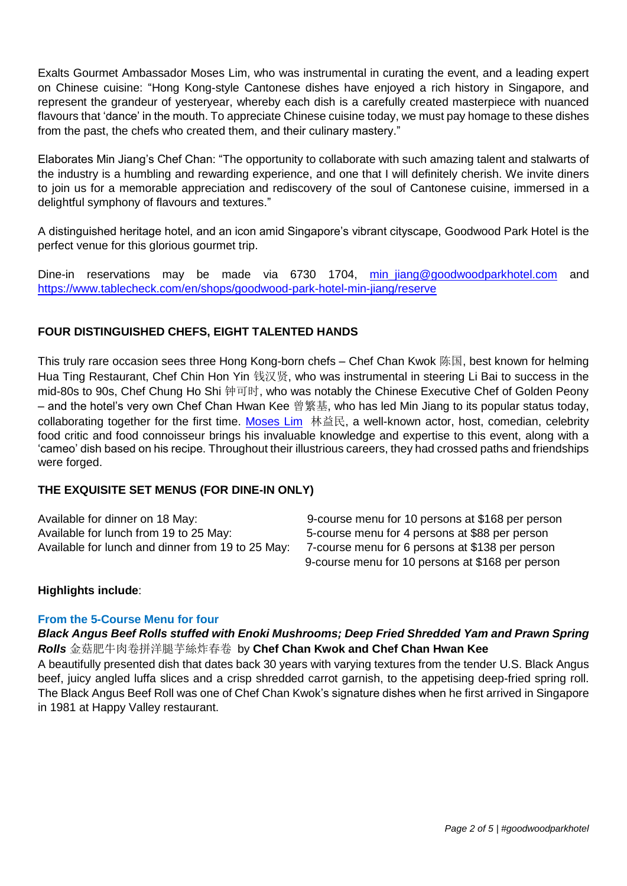Exalts Gourmet Ambassador Moses Lim, who was instrumental in curating the event, and a leading expert on Chinese cuisine: "Hong Kong-style Cantonese dishes have enjoyed a rich history in Singapore, and represent the grandeur of yesteryear, whereby each dish is a carefully created masterpiece with nuanced flavours that 'dance' in the mouth. To appreciate Chinese cuisine today, we must pay homage to these dishes from the past, the chefs who created them, and their culinary mastery."

Elaborates Min Jiang's Chef Chan: "The opportunity to collaborate with such amazing talent and stalwarts of the industry is a humbling and rewarding experience, and one that I will definitely cherish. We invite diners to join us for a memorable appreciation and rediscovery of the soul of Cantonese cuisine, immersed in a delightful symphony of flavours and textures."

A distinguished heritage hotel, and an icon amid Singapore's vibrant cityscape, Goodwood Park Hotel is the perfect venue for this glorious gourmet trip.

Dine-in reservations may be made via 6730 1704, [min_jiang@goodwoodparkhotel.com](mailto:min_jiang@goodwoodparkhotel.com) and [https://www.tablecheck.com/en/shops/goodwood-park-hotel-min-jiang/reserve](https://www.tablecheck.com/en/shops/goodwood-park-hotel-min-jiang/reserve)

## FOUR DISTINGUISHED CHEFS, EIGHT TALENTED HANDS

This truly rare occasion sees three Hong Kong-born chefs – Chef Chan Kwok 陈国, best known for helming Hua Ting Restaurant, Chef Chin Hon Yin 钱汉贤, who was instrumental in steering Li Bai to success in the mid-80s to 90s, Chef Chung Ho Shi 钟可时, who was notably the Chinese Executive Chef of Golden Peony – and the hotel's very own Chef Chan Hwan Kee 曾繁基, who has led Min Jiang to its popular status today, collaborating together for the first time. Moses Lim 林益民, a well-known actor, host, comedian, celebrity food critic and food connoisseur brings his invaluable knowledge and expertise to this event, along with a 'cameo' dish based on his recipe. Throughout their illustrious careers, they had crossed paths and friendships were forged.

## THE EXQUISITE SET MENUS (FOR DINE-IN ONLY)

| | |
|---|---|
| Available for dinner on 18 May: | 9-course menu for 10 persons at $168 per person |
| Available for lunch from 19 to 25 May: | 5-course menu for 4 persons at $88 per person |
| Available for lunch and dinner from 19 to 25 May: | 7-course menu for 6 persons at $138 per person |
| | 9-course menu for 10 persons at $168 per person |

**Highlights include**:

### From the 5-Course Menu for four

***Black Angus Beef Rolls stuffed with Enoki Mushrooms; Deep Fried Shredded Yam and Prawn Spring Rolls*** 金菇肥牛肉卷拼洋腿芋絲炸春卷 by **Chef Chan Kwok and Chef Chan Hwan Kee**

A beautifully presented dish that dates back 30 years with varying textures from the tender U.S. Black Angus beef, juicy angled luffa slices and a crisp shredded carrot garnish, to the appetising deep-fried spring roll. The Black Angus Beef Roll was one of Chef Chan Kwok's signature dishes when he first arrived in Singapore in 1981 at Happy Valley restaurant.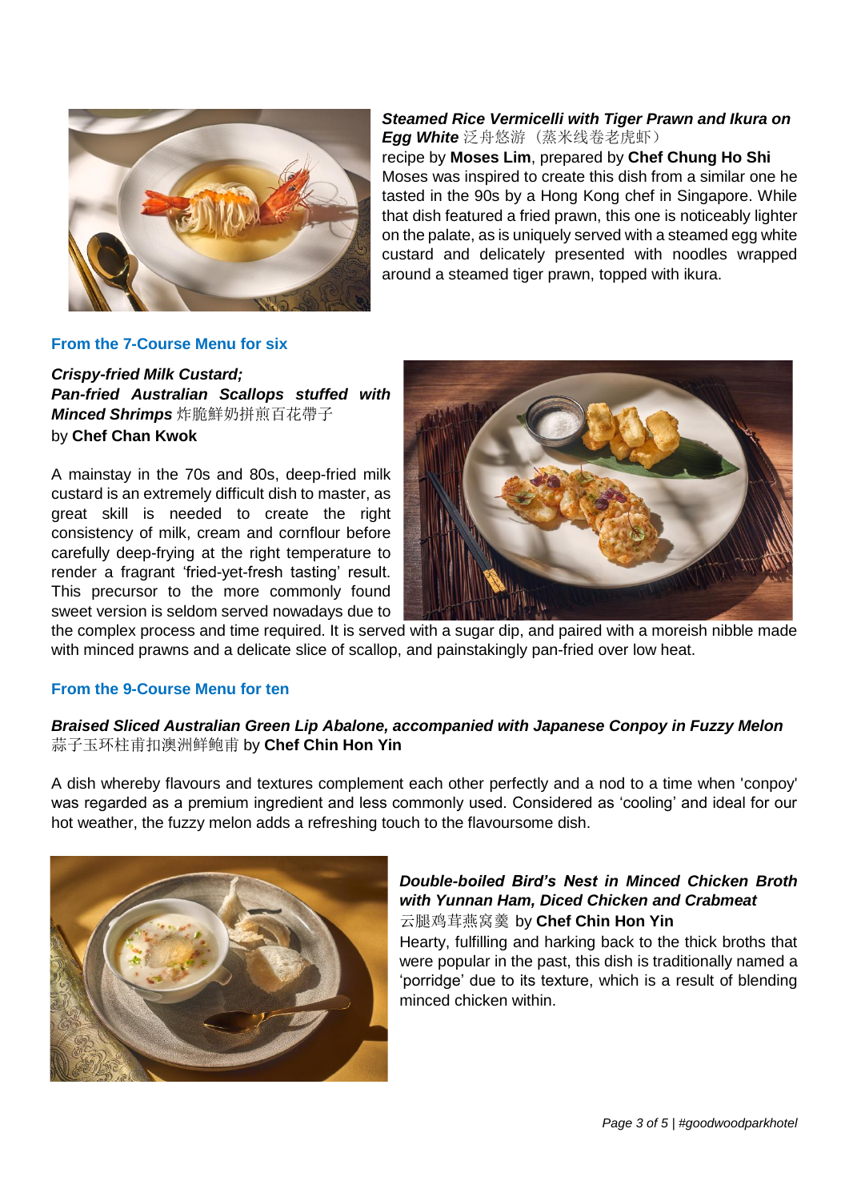***Steamed Rice Vermicelli with Tiger Prawn and Ikura on Egg White*** 泛舟悠游（蒸米线卷老虎虾）
recipe by **Moses Lim**, prepared by **Chef Chung Ho Shi**
Moses was inspired to create this dish from a similar one he tasted in the 90s by a Hong Kong chef in Singapore. While that dish featured a fried prawn, this one is noticeably lighter on the palate, as is uniquely served with a steamed egg white custard and delicately presented with noodles wrapped around a steamed tiger prawn, topped with ikura.

### From the 7-Course Menu for six

***Crispy-fried Milk Custard;***
***Pan-fried Australian Scallops stuffed with Minced Shrimps*** 炸脆鲜奶拼煎百花帶子
by **Chef Chan Kwok**

A mainstay in the 70s and 80s, deep-fried milk custard is an extremely difficult dish to master, as great skill is needed to create the right consistency of milk, cream and cornflour before carefully deep-frying at the right temperature to render a fragrant 'fried-yet-fresh tasting' result. This precursor to the more commonly found sweet version is seldom served nowadays due to the complex process and time required. It is served with a sugar dip, and paired with a moreish nibble made with minced prawns and a delicate slice of scallop, and painstakingly pan-fried over low heat.

### From the 9-Course Menu for ten

***Braised Sliced Australian Green Lip Abalone, accompanied with Japanese Conpoy in Fuzzy Melon*** 蒜子玉环柱甫扣澳洲鲜鲍甫 by **Chef Chin Hon Yin**

A dish whereby flavours and textures complement each other perfectly and a nod to a time when 'conpoy' was regarded as a premium ingredient and less commonly used. Considered as 'cooling' and ideal for our hot weather, the fuzzy melon adds a refreshing touch to the flavoursome dish.

***Double-boiled Bird's Nest in Minced Chicken Broth with Yunnan Ham, Diced Chicken and Crabmeat*** 云腿鸡茸燕窝羹 by **Chef Chin Hon Yin**
Hearty, fulfilling and harking back to the thick broths that were popular in the past, this dish is traditionally named a 'porridge' due to its texture, which is a result of blending minced chicken within.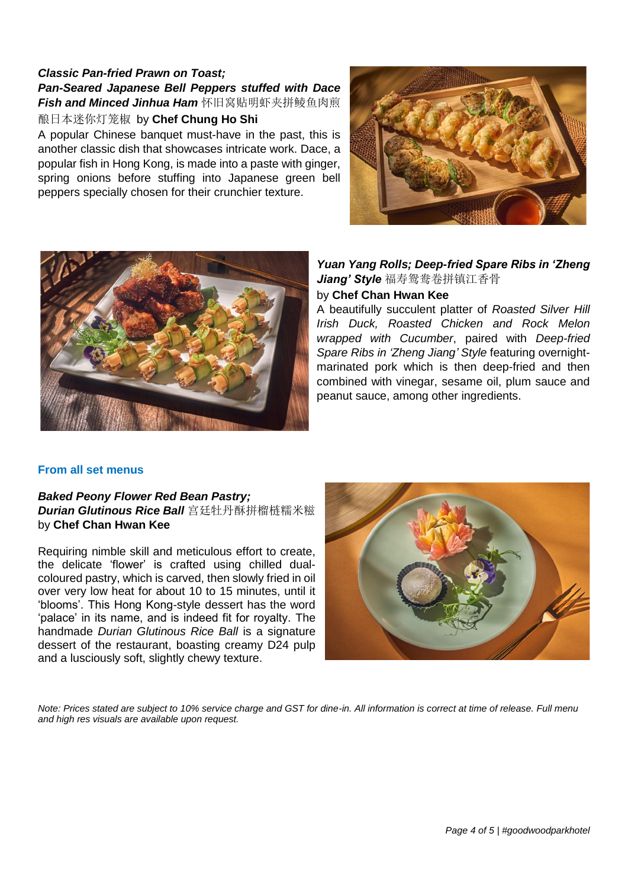***Classic Pan-fried Prawn on Toast;***
***Pan-Seared Japanese Bell Peppers stuffed with Dace Fish and Minced Jinhua Ham*** 怀旧窝贴明虾夹拼鲮鱼肉煎酿日本迷你灯笼椒 by **Chef Chung Ho Shi**

A popular Chinese banquet must-have in the past, this is another classic dish that showcases intricate work. Dace, a popular fish in Hong Kong, is made into a paste with ginger, spring onions before stuffing into Japanese green bell peppers specially chosen for their crunchier texture.

***Yuan Yang Rolls; Deep-fried Spare Ribs in 'Zheng Jiang' Style*** 福寿鸳鸯卷拼镇江香骨
by **Chef Chan Hwan Kee**

A beautifully succulent platter of *Roasted Silver Hill Irish Duck, Roasted Chicken and Rock Melon wrapped with Cucumber*, paired with *Deep-fried Spare Ribs in 'Zheng Jiang' Style* featuring overnight-marinated pork which is then deep-fried and then combined with vinegar, sesame oil, plum sauce and peanut sauce, among other ingredients.

**From all set menus**

***Baked Peony Flower Red Bean Pastry;***
***Durian Glutinous Rice Ball*** 宫廷牡丹酥拼榴梿糯米糍
by **Chef Chan Hwan Kee**

Requiring nimble skill and meticulous effort to create, the delicate 'flower' is crafted using chilled dual-coloured pastry, which is carved, then slowly fried in oil over very low heat for about 10 to 15 minutes, until it 'blooms'. This Hong Kong-style dessert has the word 'palace' in its name, and is indeed fit for royalty. The handmade *Durian Glutinous Rice Ball* is a signature dessert of the restaurant, boasting creamy D24 pulp and a lusciously soft, slightly chewy texture.

*Note: Prices stated are subject to 10% service charge and GST for dine-in. All information is correct at time of release. Full menu and high res visuals are available upon request.*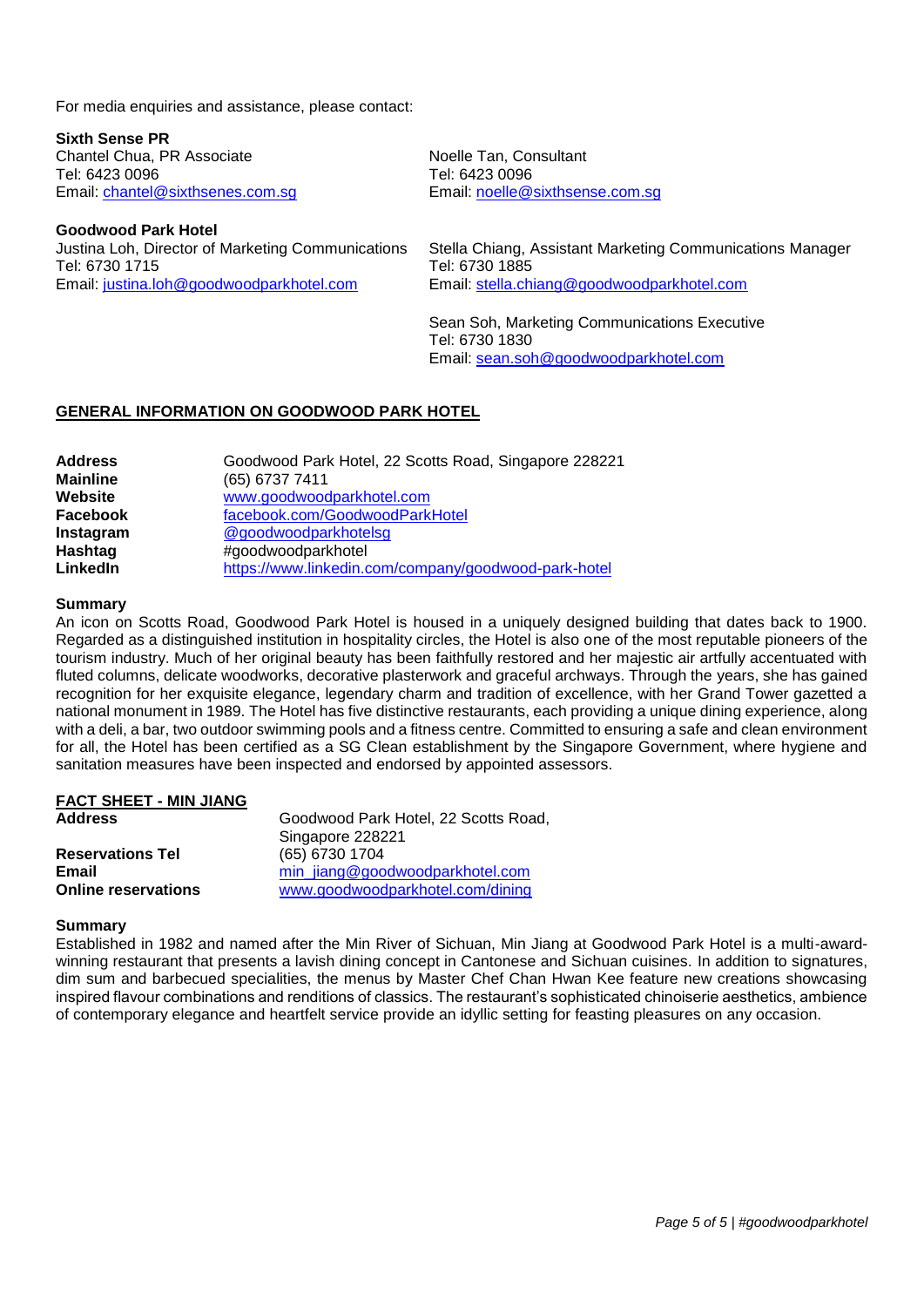For media enquiries and assistance, please contact:

**Sixth Sense PR**

Chantel Chua, PR Associate
Tel: 6423 0096
Email: chantel@sixthsenes.com.sg

Noelle Tan, Consultant
Tel: 6423 0096
Email: noelle@sixthsense.com.sg

**Goodwood Park Hotel**

Justina Loh, Director of Marketing Communications
Tel: 6730 1715
Email: justina.loh@goodwoodparkhotel.com

Stella Chiang, Assistant Marketing Communications Manager
Tel: 6730 1885
Email: stella.chiang@goodwoodparkhotel.com

Sean Soh, Marketing Communications Executive
Tel: 6730 1830
Email: sean.soh@goodwoodparkhotel.com

## GENERAL INFORMATION ON GOODWOOD PARK HOTEL

| | |
|---|---|
| **Address** | Goodwood Park Hotel, 22 Scotts Road, Singapore 228221 |
| **Mainline** | (65) 6737 7411 |
| **Website** | www.goodwoodparkhotel.com |
| **Facebook** | facebook.com/GoodwoodParkHotel |
| **Instagram** | @goodwoodparkhotelsg |
| **Hashtag** | #goodwoodparkhotel |
| **LinkedIn** | https://www.linkedin.com/company/goodwood-park-hotel |

### Summary

An icon on Scotts Road, Goodwood Park Hotel is housed in a uniquely designed building that dates back to 1900. Regarded as a distinguished institution in hospitality circles, the Hotel is also one of the most reputable pioneers of the tourism industry. Much of her original beauty has been faithfully restored and her majestic air artfully accentuated with fluted columns, delicate woodworks, decorative plasterwork and graceful archways. Through the years, she has gained recognition for her exquisite elegance, legendary charm and tradition of excellence, with her Grand Tower gazetted a national monument in 1989. The Hotel has five distinctive restaurants, each providing a unique dining experience, along with a deli, a bar, two outdoor swimming pools and a fitness centre. Committed to ensuring a safe and clean environment for all, the Hotel has been certified as a SG Clean establishment by the Singapore Government, where hygiene and sanitation measures have been inspected and endorsed by appointed assessors.

## FACT SHEET - MIN JIANG

| | |
|---|---|
| **Address** | Goodwood Park Hotel, 22 Scotts Road, Singapore 228221 |
| **Reservations Tel** | (65) 6730 1704 |
| **Email** | min_jiang@goodwoodparkhotel.com |
| **Online reservations** | www.goodwoodparkhotel.com/dining |

### Summary

Established in 1982 and named after the Min River of Sichuan, Min Jiang at Goodwood Park Hotel is a multi-award-winning restaurant that presents a lavish dining concept in Cantonese and Sichuan cuisines. In addition to signatures, dim sum and barbecued specialities, the menus by Master Chef Chan Hwan Kee feature new creations showcasing inspired flavour combinations and renditions of classics. The restaurant's sophisticated chinoiserie aesthetics, ambience of contemporary elegance and heartfelt service provide an idyllic setting for feasting pleasures on any occasion.